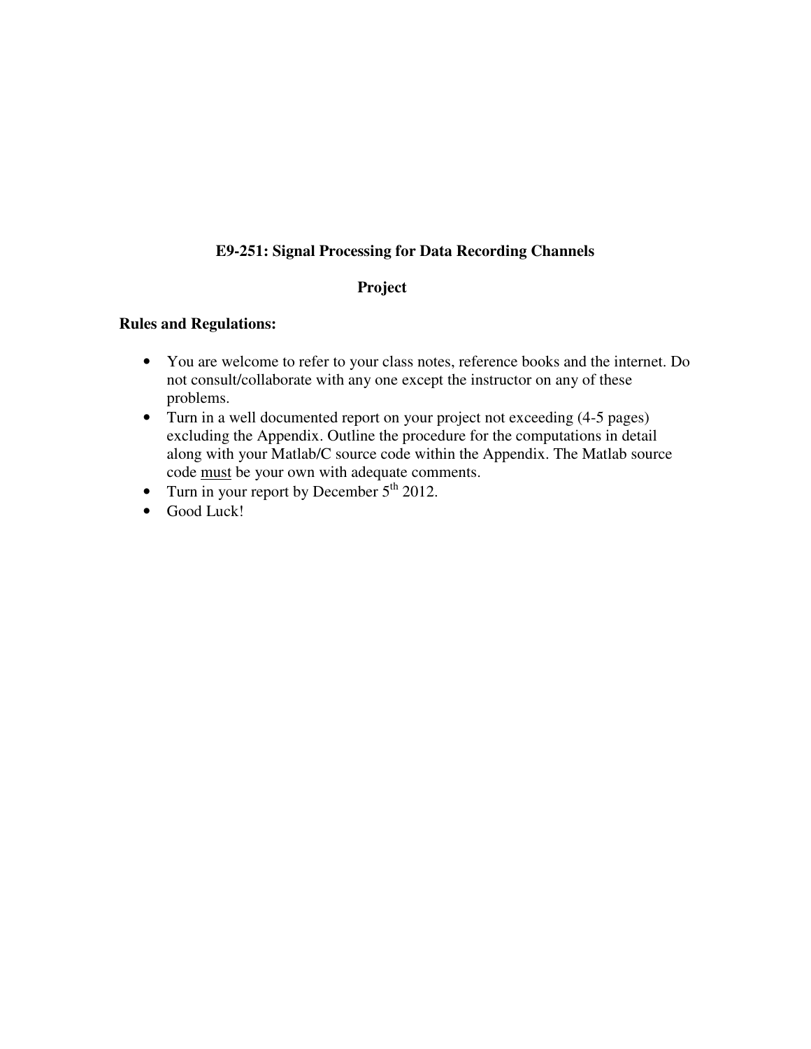# E9-251: Signal Processing for Data Recording Channels

## Project

**Rules and Regulations:**

- You are welcome to refer to your class notes, reference books and the internet. Do not consult/collaborate with any one except the instructor on any of these problems.
- Turn in a well documented report on your project not exceeding (4-5 pages) excluding the Appendix. Outline the procedure for the computations in detail along with your Matlab/C source code within the Appendix. The Matlab source code <u>must</u> be your own with adequate comments.
- Turn in your report by December 5th 2012.
- Good Luck!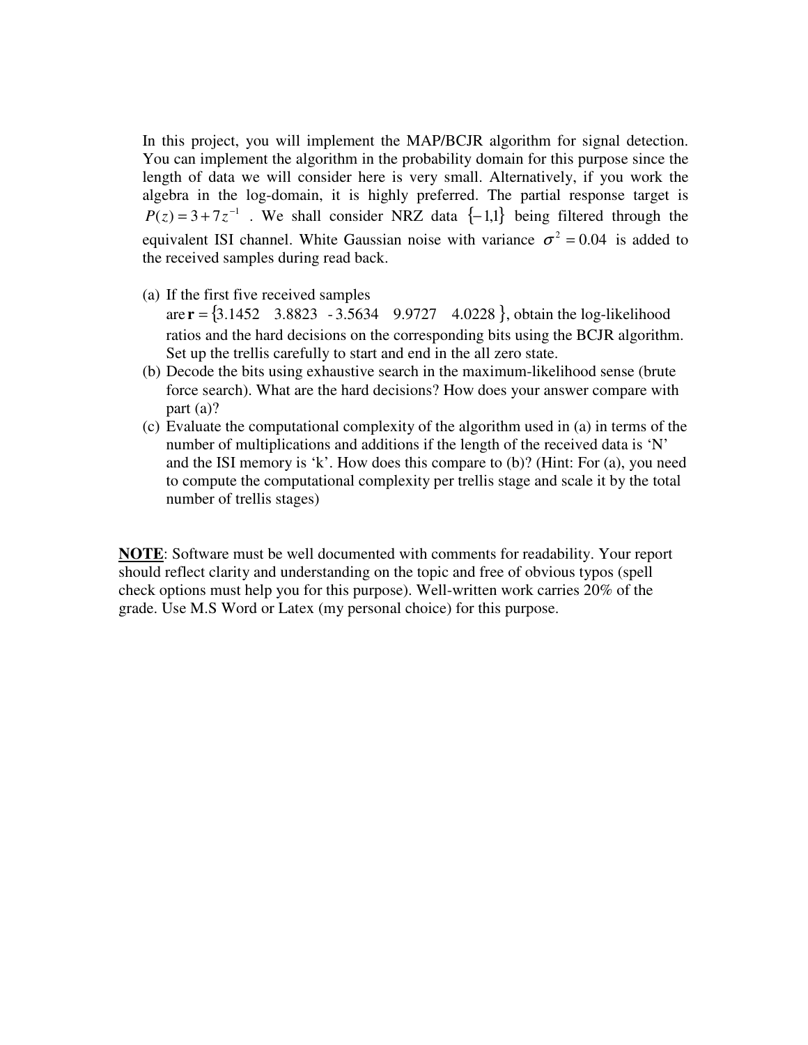In this project, you will implement the MAP/BCJR algorithm for signal detection. You can implement the algorithm in the probability domain for this purpose since the length of data we will consider here is very small. Alternatively, if you work the algebra in the log-domain, it is highly preferred. The partial response target is $P(z) = 3 + 7z^{-1}$ . We shall consider NRZ data $\{-1,1\}$ being filtered through the equivalent ISI channel. White Gaussian noise with variance $\sigma^2 = 0.04$ is added to the received samples during read back.

(a) If the first five received samples are $\mathbf{r} = \{3.1452 \quad 3.8823 \quad -3.5634 \quad 9.9727 \quad 4.0228\}$, obtain the log-likelihood ratios and the hard decisions on the corresponding bits using the BCJR algorithm. Set up the trellis carefully to start and end in the all zero state.

(b) Decode the bits using exhaustive search in the maximum-likelihood sense (brute force search). What are the hard decisions? How does your answer compare with part (a)?

(c) Evaluate the computational complexity of the algorithm used in (a) in terms of the number of multiplications and additions if the length of the received data is 'N' and the ISI memory is 'k'. How does this compare to (b)? (Hint: For (a), you need to compute the computational complexity per trellis stage and scale it by the total number of trellis stages)

**NOTE**: Software must be well documented with comments for readability. Your report should reflect clarity and understanding on the topic and free of obvious typos (spell check options must help you for this purpose). Well-written work carries 20% of the grade. Use M.S Word or Latex (my personal choice) for this purpose.